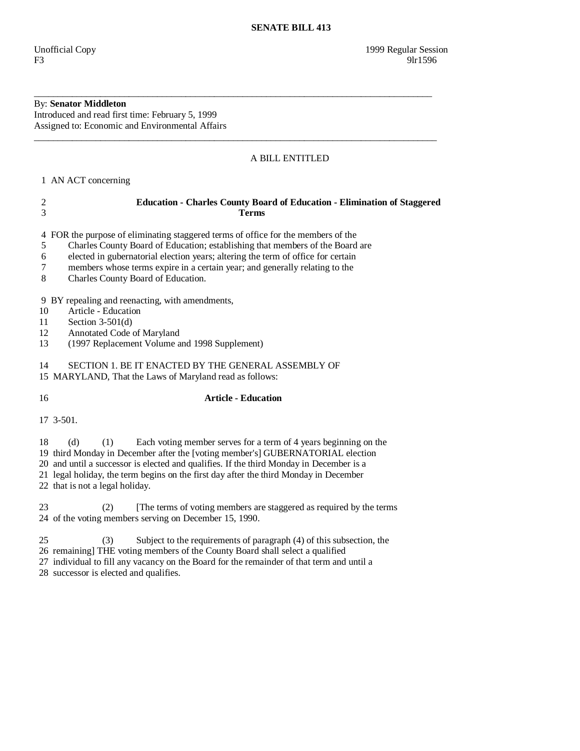**SENATE BILL 413**

Unofficial Copy 1999 Regular Session
F3 9lr1596

---

By: **Senator Middleton**
Introduced and read first time: February 5, 1999
Assigned to: Economic and Environmental Affairs

---

A BILL ENTITLED

1 AN ACT concerning

2 **Education - Charles County Board of Education - Elimination of Staggered**
3 **Terms**

4 FOR the purpose of eliminating staggered terms of office for the members of the
5 Charles County Board of Education; establishing that members of the Board are
6 elected in gubernatorial election years; altering the term of office for certain
7 members whose terms expire in a certain year; and generally relating to the
8 Charles County Board of Education.

9 BY repealing and reenacting, with amendments,
10 Article - Education
11 Section 3-501(d)
12 Annotated Code of Maryland
13 (1997 Replacement Volume and 1998 Supplement)

14 SECTION 1. BE IT ENACTED BY THE GENERAL ASSEMBLY OF
15 MARYLAND, That the Laws of Maryland read as follows:

16 **Article - Education**

17 3-501.

18 (d) (1) Each voting member serves for a term of 4 years beginning on the
19 third Monday in December after the [voting member's] GUBERNATORIAL election
20 and until a successor is elected and qualifies. If the third Monday in December is a
21 legal holiday, the term begins on the first day after the third Monday in December
22 that is not a legal holiday.

23 (2) [The terms of voting members are staggered as required by the terms
24 of the voting members serving on December 15, 1990.

25 (3) Subject to the requirements of paragraph (4) of this subsection, the
26 remaining] THE voting members of the County Board shall select a qualified
27 individual to fill any vacancy on the Board for the remainder of that term and until a
28 successor is elected and qualifies.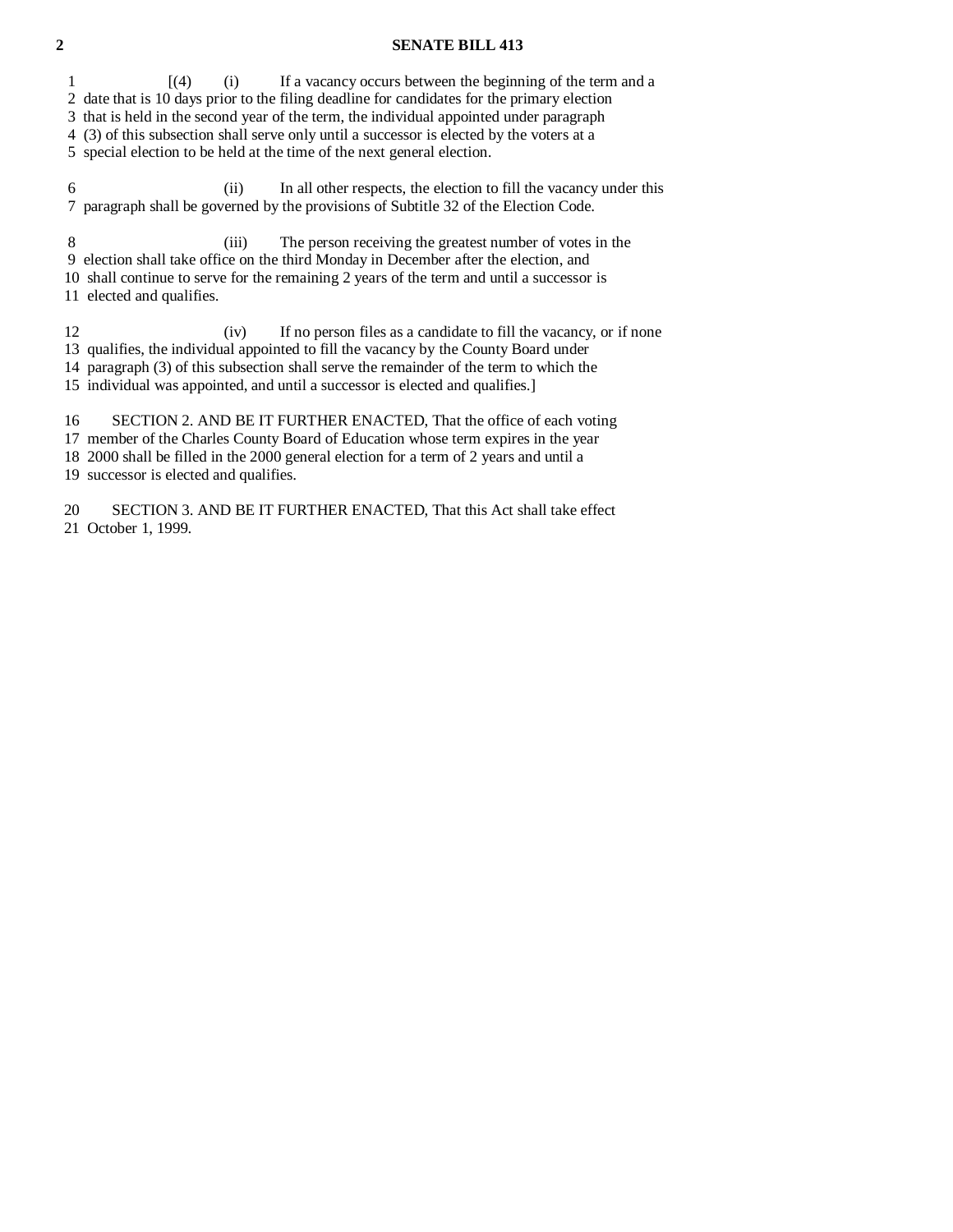[(4) (i) If a vacancy occurs between the beginning of the term and a date that is 10 days prior to the filing deadline for candidates for the primary election that is held in the second year of the term, the individual appointed under paragraph (3) of this subsection shall serve only until a successor is elected by the voters at a special election to be held at the time of the next general election.

(ii) In all other respects, the election to fill the vacancy under this paragraph shall be governed by the provisions of Subtitle 32 of the Election Code.

(iii) The person receiving the greatest number of votes in the election shall take office on the third Monday in December after the election, and shall continue to serve for the remaining 2 years of the term and until a successor is elected and qualifies.

(iv) If no person files as a candidate to fill the vacancy, or if none qualifies, the individual appointed to fill the vacancy by the County Board under paragraph (3) of this subsection shall serve the remainder of the term to which the individual was appointed, and until a successor is elected and qualifies.]

SECTION 2. AND BE IT FURTHER ENACTED, That the office of each voting member of the Charles County Board of Education whose term expires in the year 2000 shall be filled in the 2000 general election for a term of 2 years and until a successor is elected and qualifies.

SECTION 3. AND BE IT FURTHER ENACTED, That this Act shall take effect October 1, 1999.